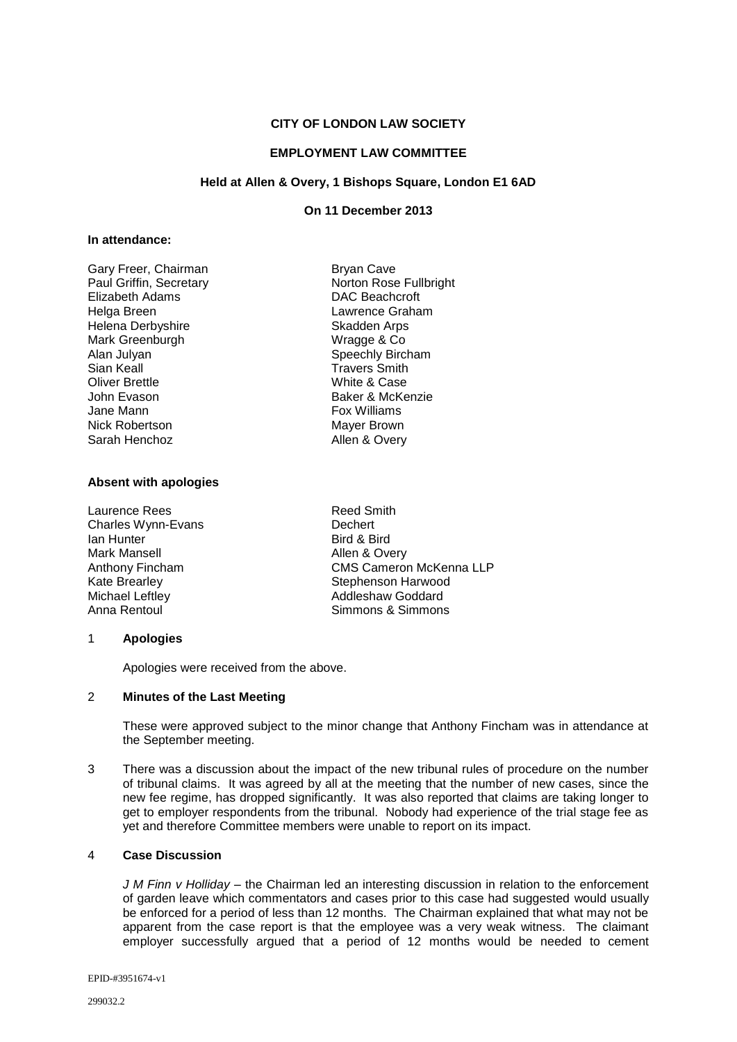**CITY OF LONDON LAW SOCIETY**

**EMPLOYMENT LAW COMMITTEE**

**Held at Allen & Overy, 1 Bishops Square, London E1 6AD**

**On 11 December 2013**

**In attendance:**

| | |
|---|---|
| Gary Freer, Chairman | Bryan Cave |
| Paul Griffin, Secretary | Norton Rose Fullbright |
| Elizabeth Adams | DAC Beachcroft |
| Helga Breen | Lawrence Graham |
| Helena Derbyshire | Skadden Arps |
| Mark Greenburgh | Wragge & Co |
| Alan Julyan | Speechly Bircham |
| Sian Keall | Travers Smith |
| Oliver Brettle | White & Case |
| John Evason | Baker & McKenzie |
| Jane Mann | Fox Williams |
| Nick Robertson | Mayer Brown |
| Sarah Henchoz | Allen & Overy |

**Absent with apologies**

| | |
|---|---|
| Laurence Rees | Reed Smith |
| Charles Wynn-Evans | Dechert |
| Ian Hunter | Bird & Bird |
| Mark Mansell | Allen & Overy |
| Anthony Fincham | CMS Cameron McKenna LLP |
| Kate Brearley | Stephenson Harwood |
| Michael Leftley | Addleshaw Goddard |
| Anna Rentoul | Simmons & Simmons |

1 **Apologies**

Apologies were received from the above.

2 **Minutes of the Last Meeting**

These were approved subject to the minor change that Anthony Fincham was in attendance at the September meeting.

3 There was a discussion about the impact of the new tribunal rules of procedure on the number of tribunal claims. It was agreed by all at the meeting that the number of new cases, since the new fee regime, has dropped significantly. It was also reported that claims are taking longer to get to employer respondents from the tribunal. Nobody had experience of the trial stage fee as yet and therefore Committee members were unable to report on its impact.

4 **Case Discussion**

*J M Finn v Holliday* – the Chairman led an interesting discussion in relation to the enforcement of garden leave which commentators and cases prior to this case had suggested would usually be enforced for a period of less than 12 months. The Chairman explained that what may not be apparent from the case report is that the employee was a very weak witness. The claimant employer successfully argued that a period of 12 months would be needed to cement

EPID-#3951674-v1

299032.2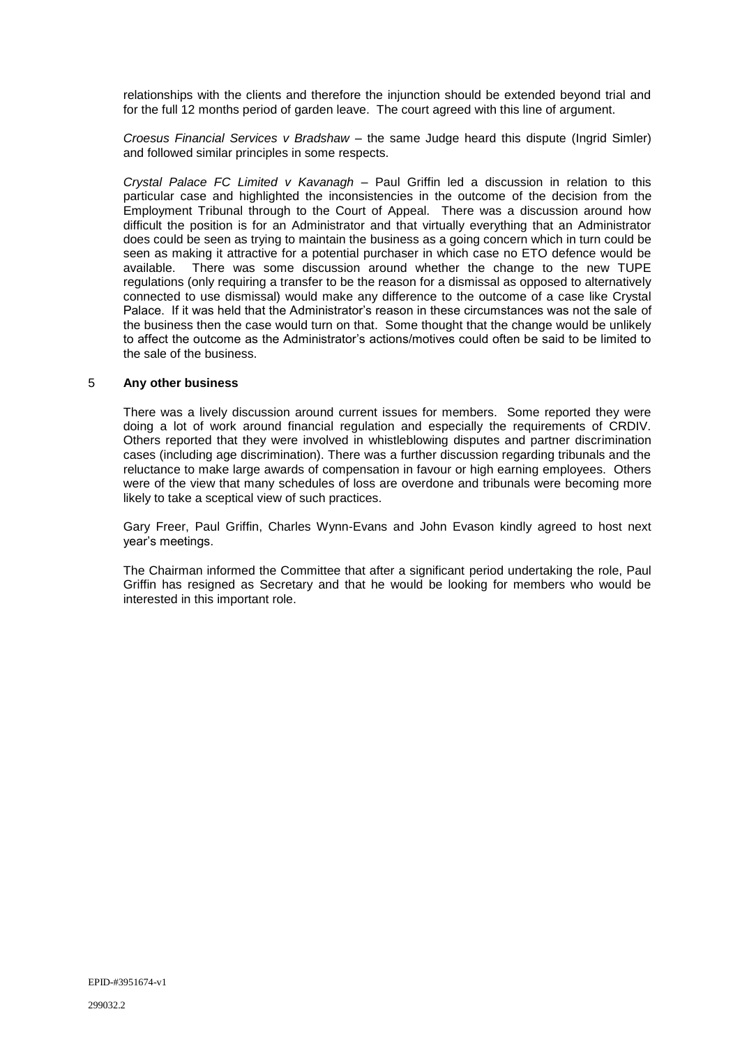relationships with the clients and therefore the injunction should be extended beyond trial and for the full 12 months period of garden leave. The court agreed with this line of argument.

*Croesus Financial Services v Bradshaw* – the same Judge heard this dispute (Ingrid Simler) and followed similar principles in some respects.

*Crystal Palace FC Limited v Kavanagh* – Paul Griffin led a discussion in relation to this particular case and highlighted the inconsistencies in the outcome of the decision from the Employment Tribunal through to the Court of Appeal. There was a discussion around how difficult the position is for an Administrator and that virtually everything that an Administrator does could be seen as trying to maintain the business as a going concern which in turn could be seen as making it attractive for a potential purchaser in which case no ETO defence would be available. There was some discussion around whether the change to the new TUPE regulations (only requiring a transfer to be the reason for a dismissal as opposed to alternatively connected to use dismissal) would make any difference to the outcome of a case like Crystal Palace. If it was held that the Administrator's reason in these circumstances was not the sale of the business then the case would turn on that. Some thought that the change would be unlikely to affect the outcome as the Administrator's actions/motives could often be said to be limited to the sale of the business.

## 5 **Any other business**

There was a lively discussion around current issues for members. Some reported they were doing a lot of work around financial regulation and especially the requirements of CRDIV. Others reported that they were involved in whistleblowing disputes and partner discrimination cases (including age discrimination). There was a further discussion regarding tribunals and the reluctance to make large awards of compensation in favour or high earning employees. Others were of the view that many schedules of loss are overdone and tribunals were becoming more likely to take a sceptical view of such practices.

Gary Freer, Paul Griffin, Charles Wynn-Evans and John Evason kindly agreed to host next year's meetings.

The Chairman informed the Committee that after a significant period undertaking the role, Paul Griffin has resigned as Secretary and that he would be looking for members who would be interested in this important role.

EPID-#3951674-v1

299032.2